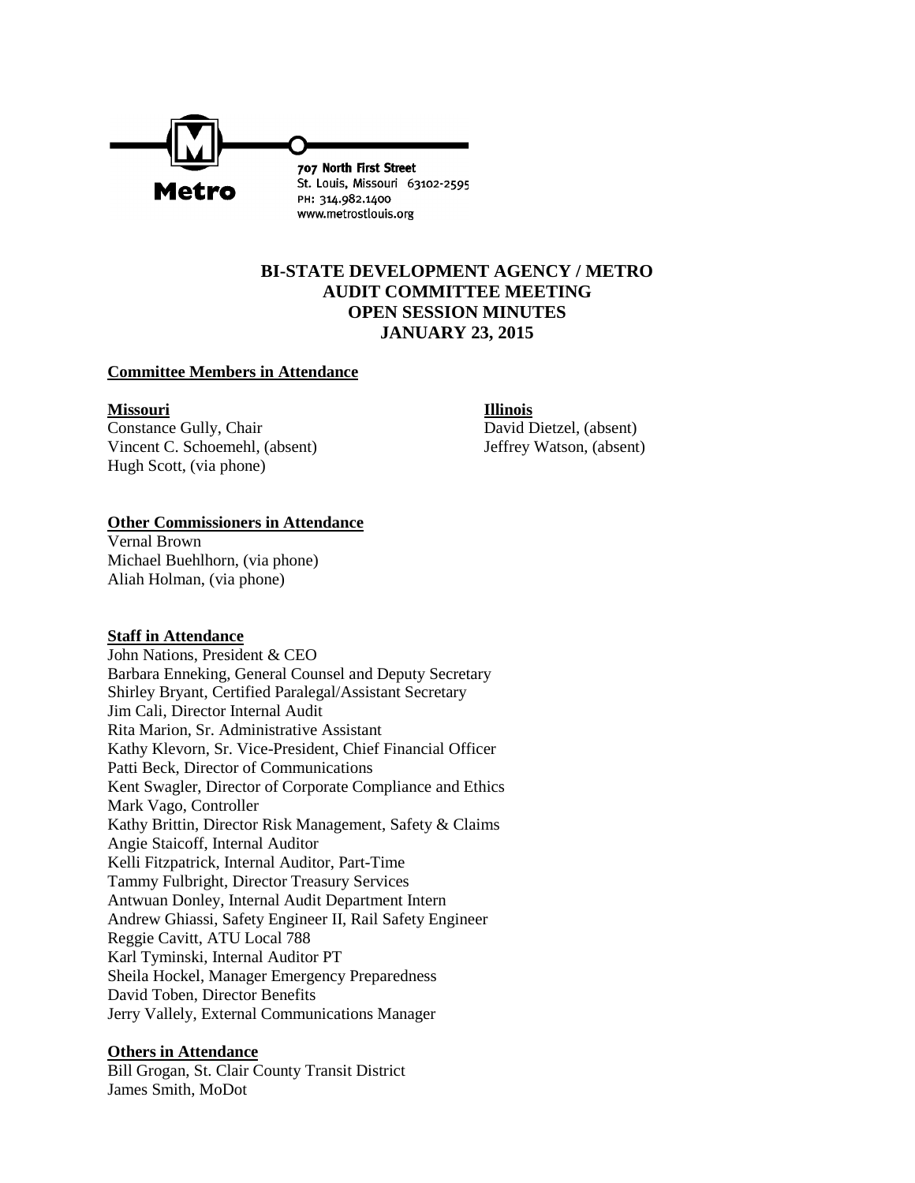Metro

707 North First Street
St. Louis, Missouri 63102-2595
PH: 314.982.1400
www.metrostlouis.org

# BI-STATE DEVELOPMENT AGENCY / METRO
# AUDIT COMMITTEE MEETING
# OPEN SESSION MINUTES
# JANUARY 23, 2015

**Committee Members in Attendance**

**Missouri**
Constance Gully, Chair
Vincent C. Schoemehl, (absent)
Hugh Scott, (via phone)

**Illinois**
David Dietzel, (absent)
Jeffrey Watson, (absent)

**Other Commissioners in Attendance**
Vernal Brown
Michael Buehlhorn, (via phone)
Aliah Holman, (via phone)

**Staff in Attendance**
John Nations, President & CEO
Barbara Enneking, General Counsel and Deputy Secretary
Shirley Bryant, Certified Paralegal/Assistant Secretary
Jim Cali, Director Internal Audit
Rita Marion, Sr. Administrative Assistant
Kathy Klevorn, Sr. Vice-President, Chief Financial Officer
Patti Beck, Director of Communications
Kent Swagler, Director of Corporate Compliance and Ethics
Mark Vago, Controller
Kathy Brittin, Director Risk Management, Safety & Claims
Angie Staicoff, Internal Auditor
Kelli Fitzpatrick, Internal Auditor, Part-Time
Tammy Fulbright, Director Treasury Services
Antwuan Donley, Internal Audit Department Intern
Andrew Ghiassi, Safety Engineer II, Rail Safety Engineer
Reggie Cavitt, ATU Local 788
Karl Tyminski, Internal Auditor PT
Sheila Hockel, Manager Emergency Preparedness
David Toben, Director Benefits
Jerry Vallely, External Communications Manager

**Others in Attendance**
Bill Grogan, St. Clair County Transit District
James Smith, MoDot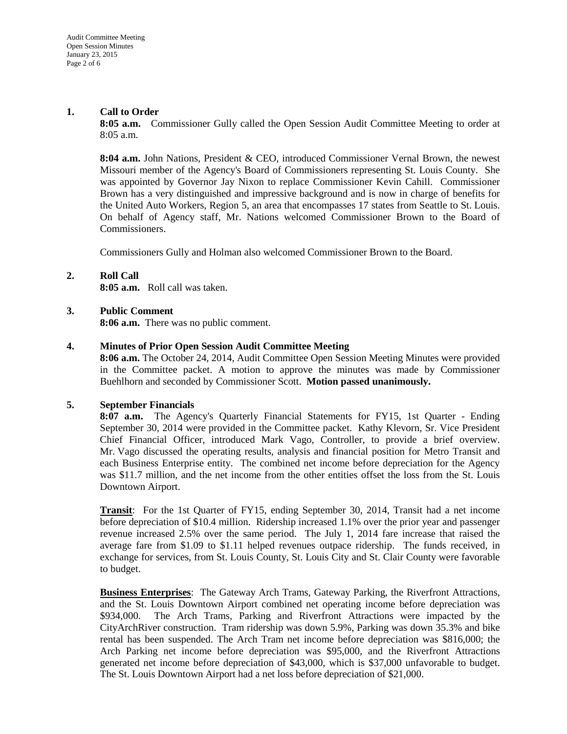**1. Call to Order**

**8:05 a.m.** Commissioner Gully called the Open Session Audit Committee Meeting to order at 8:05 a.m.

**8:04 a.m.** John Nations, President & CEO, introduced Commissioner Vernal Brown, the newest Missouri member of the Agency's Board of Commissioners representing St. Louis County. She was appointed by Governor Jay Nixon to replace Commissioner Kevin Cahill. Commissioner Brown has a very distinguished and impressive background and is now in charge of benefits for the United Auto Workers, Region 5, an area that encompasses 17 states from Seattle to St. Louis. On behalf of Agency staff, Mr. Nations welcomed Commissioner Brown to the Board of Commissioners.

Commissioners Gully and Holman also welcomed Commissioner Brown to the Board.

**2. Roll Call**

**8:05 a.m.** Roll call was taken.

**3. Public Comment**

**8:06 a.m.** There was no public comment.

**4. Minutes of Prior Open Session Audit Committee Meeting**

**8:06 a.m.** The October 24, 2014, Audit Committee Open Session Meeting Minutes were provided in the Committee packet. A motion to approve the minutes was made by Commissioner Buehlhorn and seconded by Commissioner Scott. **Motion passed unanimously.**

**5. September Financials**

**8:07 a.m.** The Agency's Quarterly Financial Statements for FY15, 1st Quarter - Ending September 30, 2014 were provided in the Committee packet. Kathy Klevorn, Sr. Vice President Chief Financial Officer, introduced Mark Vago, Controller, to provide a brief overview. Mr. Vago discussed the operating results, analysis and financial position for Metro Transit and each Business Enterprise entity. The combined net income before depreciation for the Agency was $11.7 million, and the net income from the other entities offset the loss from the St. Louis Downtown Airport.

**Transit**: For the 1st Quarter of FY15, ending September 30, 2014, Transit had a net income before depreciation of $10.4 million. Ridership increased 1.1% over the prior year and passenger revenue increased 2.5% over the same period. The July 1, 2014 fare increase that raised the average fare from $1.09 to $1.11 helped revenues outpace ridership. The funds received, in exchange for services, from St. Louis County, St. Louis City and St. Clair County were favorable to budget.

**Business Enterprises**: The Gateway Arch Trams, Gateway Parking, the Riverfront Attractions, and the St. Louis Downtown Airport combined net operating income before depreciation was $934,000. The Arch Trams, Parking and Riverfront Attractions were impacted by the CityArchRiver construction. Tram ridership was down 5.9%, Parking was down 35.3% and bike rental has been suspended. The Arch Tram net income before depreciation was $816,000; the Arch Parking net income before depreciation was $95,000, and the Riverfront Attractions generated net income before depreciation of $43,000, which is $37,000 unfavorable to budget. The St. Louis Downtown Airport had a net loss before depreciation of $21,000.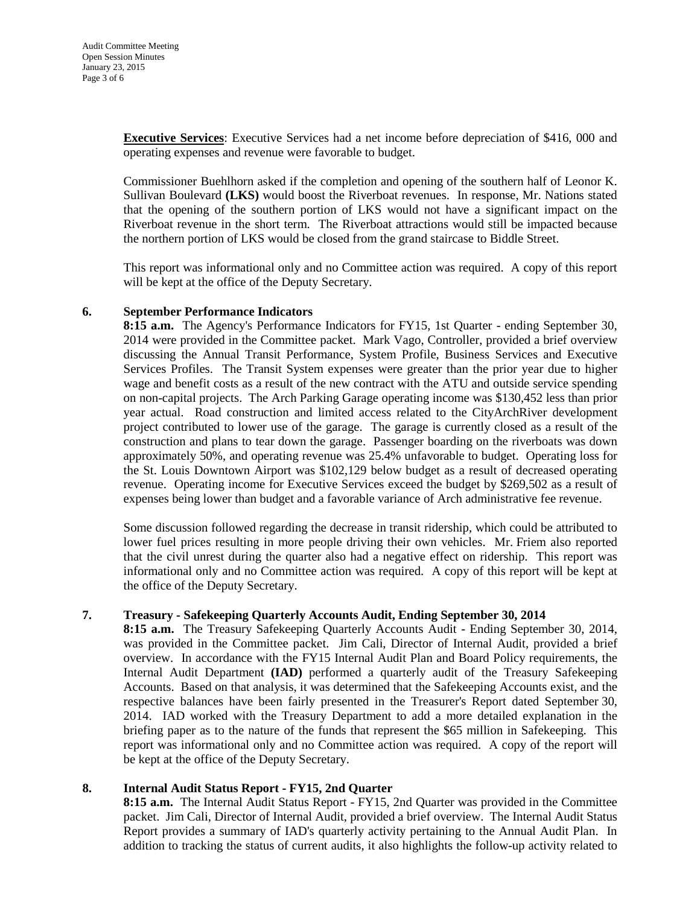**Executive Services**: Executive Services had a net income before depreciation of $416, 000 and operating expenses and revenue were favorable to budget.

Commissioner Buehlhorn asked if the completion and opening of the southern half of Leonor K. Sullivan Boulevard **(LKS)** would boost the Riverboat revenues. In response, Mr. Nations stated that the opening of the southern portion of LKS would not have a significant impact on the Riverboat revenue in the short term. The Riverboat attractions would still be impacted because the northern portion of LKS would be closed from the grand staircase to Biddle Street.

This report was informational only and no Committee action was required. A copy of this report will be kept at the office of the Deputy Secretary.

**6. September Performance Indicators**

**8:15 a.m.** The Agency's Performance Indicators for FY15, 1st Quarter - ending September 30, 2014 were provided in the Committee packet. Mark Vago, Controller, provided a brief overview discussing the Annual Transit Performance, System Profile, Business Services and Executive Services Profiles. The Transit System expenses were greater than the prior year due to higher wage and benefit costs as a result of the new contract with the ATU and outside service spending on non-capital projects. The Arch Parking Garage operating income was $130,452 less than prior year actual. Road construction and limited access related to the CityArchRiver development project contributed to lower use of the garage. The garage is currently closed as a result of the construction and plans to tear down the garage. Passenger boarding on the riverboats was down approximately 50%, and operating revenue was 25.4% unfavorable to budget. Operating loss for the St. Louis Downtown Airport was $102,129 below budget as a result of decreased operating revenue. Operating income for Executive Services exceed the budget by $269,502 as a result of expenses being lower than budget and a favorable variance of Arch administrative fee revenue.

Some discussion followed regarding the decrease in transit ridership, which could be attributed to lower fuel prices resulting in more people driving their own vehicles. Mr. Friem also reported that the civil unrest during the quarter also had a negative effect on ridership. This report was informational only and no Committee action was required. A copy of this report will be kept at the office of the Deputy Secretary.

**7. Treasury - Safekeeping Quarterly Accounts Audit, Ending September 30, 2014**

**8:15 a.m.** The Treasury Safekeeping Quarterly Accounts Audit - Ending September 30, 2014, was provided in the Committee packet. Jim Cali, Director of Internal Audit, provided a brief overview. In accordance with the FY15 Internal Audit Plan and Board Policy requirements, the Internal Audit Department **(IAD)** performed a quarterly audit of the Treasury Safekeeping Accounts. Based on that analysis, it was determined that the Safekeeping Accounts exist, and the respective balances have been fairly presented in the Treasurer's Report dated September 30, 2014. IAD worked with the Treasury Department to add a more detailed explanation in the briefing paper as to the nature of the funds that represent the $65 million in Safekeeping. This report was informational only and no Committee action was required. A copy of the report will be kept at the office of the Deputy Secretary.

**8. Internal Audit Status Report - FY15, 2nd Quarter**

**8:15 a.m.** The Internal Audit Status Report - FY15, 2nd Quarter was provided in the Committee packet. Jim Cali, Director of Internal Audit, provided a brief overview. The Internal Audit Status Report provides a summary of IAD's quarterly activity pertaining to the Annual Audit Plan. In addition to tracking the status of current audits, it also highlights the follow-up activity related to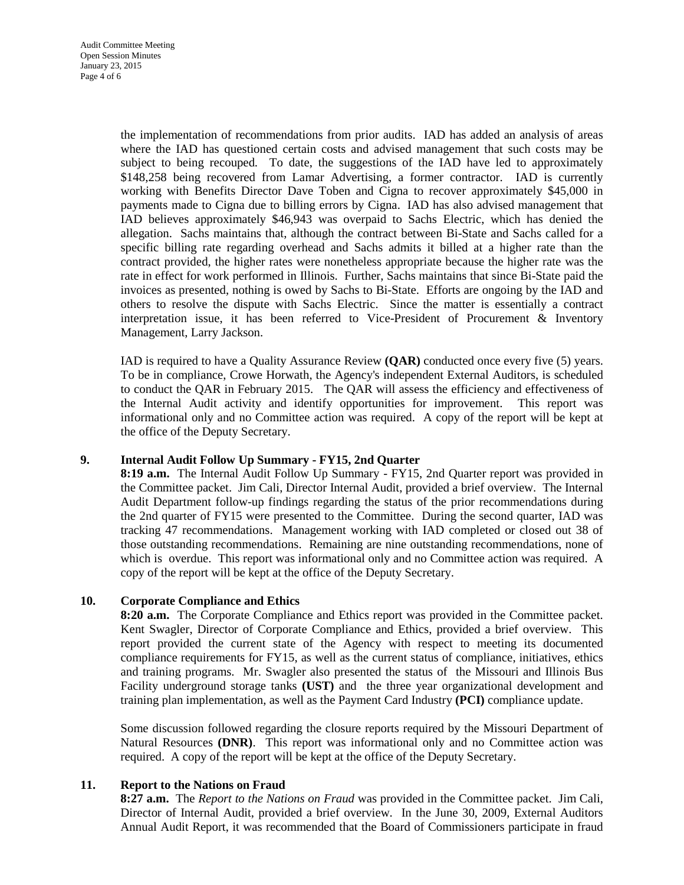the implementation of recommendations from prior audits. IAD has added an analysis of areas where the IAD has questioned certain costs and advised management that such costs may be subject to being recouped. To date, the suggestions of the IAD have led to approximately $148,258 being recovered from Lamar Advertising, a former contractor. IAD is currently working with Benefits Director Dave Toben and Cigna to recover approximately $45,000 in payments made to Cigna due to billing errors by Cigna. IAD has also advised management that IAD believes approximately $46,943 was overpaid to Sachs Electric, which has denied the allegation. Sachs maintains that, although the contract between Bi-State and Sachs called for a specific billing rate regarding overhead and Sachs admits it billed at a higher rate than the contract provided, the higher rates were nonetheless appropriate because the higher rate was the rate in effect for work performed in Illinois. Further, Sachs maintains that since Bi-State paid the invoices as presented, nothing is owed by Sachs to Bi-State. Efforts are ongoing by the IAD and others to resolve the dispute with Sachs Electric. Since the matter is essentially a contract interpretation issue, it has been referred to Vice-President of Procurement & Inventory Management, Larry Jackson.

IAD is required to have a Quality Assurance Review **(QAR)** conducted once every five (5) years. To be in compliance, Crowe Horwath, the Agency's independent External Auditors, is scheduled to conduct the QAR in February 2015. The QAR will assess the efficiency and effectiveness of the Internal Audit activity and identify opportunities for improvement. This report was informational only and no Committee action was required. A copy of the report will be kept at the office of the Deputy Secretary.

## 9. Internal Audit Follow Up Summary - FY15, 2nd Quarter

**8:19 a.m.** The Internal Audit Follow Up Summary - FY15, 2nd Quarter report was provided in the Committee packet. Jim Cali, Director Internal Audit, provided a brief overview. The Internal Audit Department follow-up findings regarding the status of the prior recommendations during the 2nd quarter of FY15 were presented to the Committee. During the second quarter, IAD was tracking 47 recommendations. Management working with IAD completed or closed out 38 of those outstanding recommendations. Remaining are nine outstanding recommendations, none of which is overdue. This report was informational only and no Committee action was required. A copy of the report will be kept at the office of the Deputy Secretary.

## 10. Corporate Compliance and Ethics

**8:20 a.m.** The Corporate Compliance and Ethics report was provided in the Committee packet. Kent Swagler, Director of Corporate Compliance and Ethics, provided a brief overview. This report provided the current state of the Agency with respect to meeting its documented compliance requirements for FY15, as well as the current status of compliance, initiatives, ethics and training programs. Mr. Swagler also presented the status of the Missouri and Illinois Bus Facility underground storage tanks **(UST)** and the three year organizational development and training plan implementation, as well as the Payment Card Industry **(PCI)** compliance update.

Some discussion followed regarding the closure reports required by the Missouri Department of Natural Resources **(DNR)**. This report was informational only and no Committee action was required. A copy of the report will be kept at the office of the Deputy Secretary.

## 11. Report to the Nations on Fraud

**8:27 a.m.** The *Report to the Nations on Fraud* was provided in the Committee packet. Jim Cali, Director of Internal Audit, provided a brief overview. In the June 30, 2009, External Auditors Annual Audit Report, it was recommended that the Board of Commissioners participate in fraud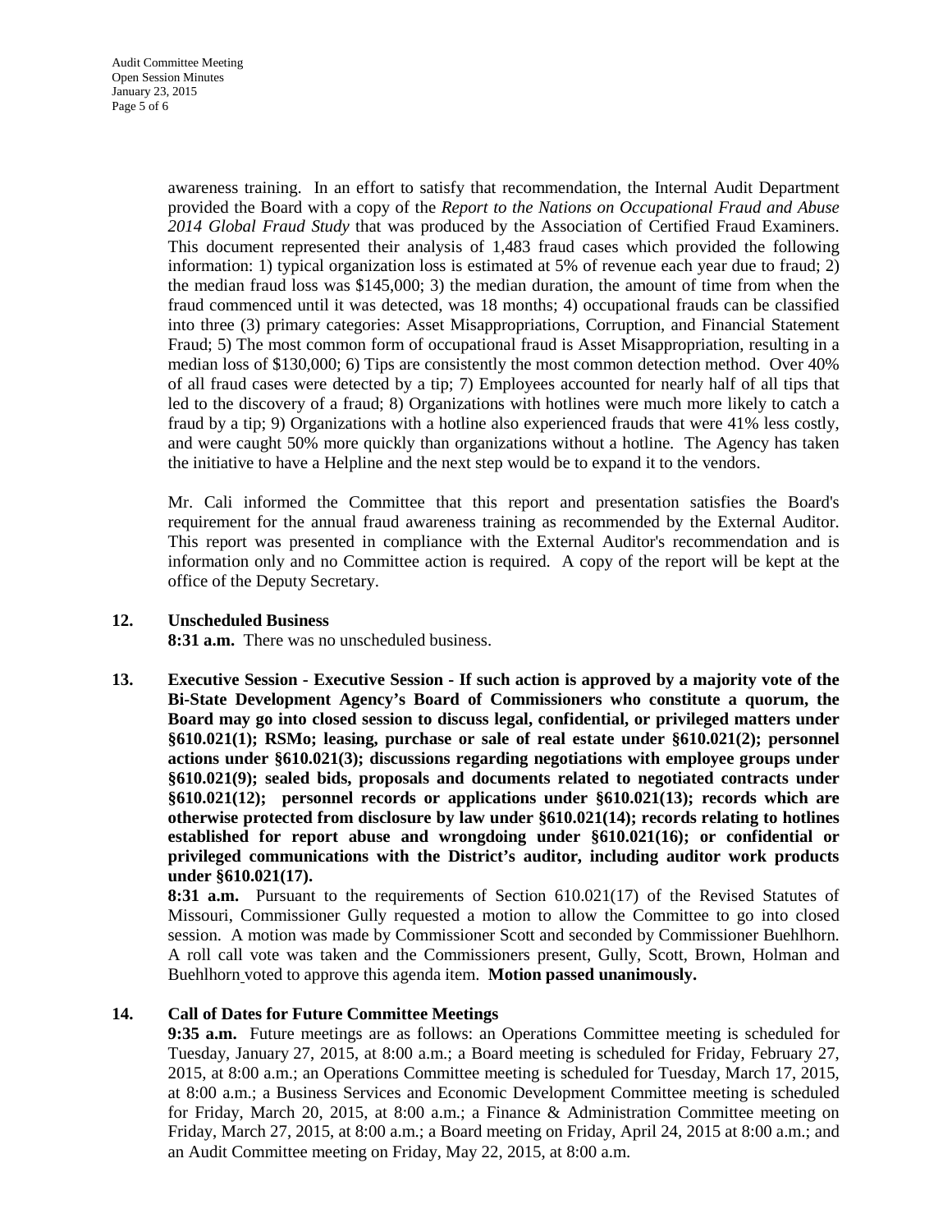awareness training. In an effort to satisfy that recommendation, the Internal Audit Department provided the Board with a copy of the *Report to the Nations on Occupational Fraud and Abuse 2014 Global Fraud Study* that was produced by the Association of Certified Fraud Examiners. This document represented their analysis of 1,483 fraud cases which provided the following information: 1) typical organization loss is estimated at 5% of revenue each year due to fraud; 2) the median fraud loss was $145,000; 3) the median duration, the amount of time from when the fraud commenced until it was detected, was 18 months; 4) occupational frauds can be classified into three (3) primary categories: Asset Misappropriations, Corruption, and Financial Statement Fraud; 5) The most common form of occupational fraud is Asset Misappropriation, resulting in a median loss of $130,000; 6) Tips are consistently the most common detection method. Over 40% of all fraud cases were detected by a tip; 7) Employees accounted for nearly half of all tips that led to the discovery of a fraud; 8) Organizations with hotlines were much more likely to catch a fraud by a tip; 9) Organizations with a hotline also experienced frauds that were 41% less costly, and were caught 50% more quickly than organizations without a hotline. The Agency has taken the initiative to have a Helpline and the next step would be to expand it to the vendors.

Mr. Cali informed the Committee that this report and presentation satisfies the Board's requirement for the annual fraud awareness training as recommended by the External Auditor. This report was presented in compliance with the External Auditor's recommendation and is information only and no Committee action is required. A copy of the report will be kept at the office of the Deputy Secretary.

**12. Unscheduled Business**

**8:31 a.m.** There was no unscheduled business.

**13. Executive Session - Executive Session - If such action is approved by a majority vote of the Bi-State Development Agency's Board of Commissioners who constitute a quorum, the Board may go into closed session to discuss legal, confidential, or privileged matters under §610.021(1); RSMo; leasing, purchase or sale of real estate under §610.021(2); personnel actions under §610.021(3); discussions regarding negotiations with employee groups under §610.021(9); sealed bids, proposals and documents related to negotiated contracts under §610.021(12); personnel records or applications under §610.021(13); records which are otherwise protected from disclosure by law under §610.021(14); records relating to hotlines established for report abuse and wrongdoing under §610.021(16); or confidential or privileged communications with the District's auditor, including auditor work products under §610.021(17).**

**8:31 a.m.** Pursuant to the requirements of Section 610.021(17) of the Revised Statutes of Missouri, Commissioner Gully requested a motion to allow the Committee to go into closed session. A motion was made by Commissioner Scott and seconded by Commissioner Buehlhorn. A roll call vote was taken and the Commissioners present, Gully, Scott, Brown, Holman and Buehlhorn voted to approve this agenda item. **Motion passed unanimously.**

**14. Call of Dates for Future Committee Meetings**

**9:35 a.m.** Future meetings are as follows: an Operations Committee meeting is scheduled for Tuesday, January 27, 2015, at 8:00 a.m.; a Board meeting is scheduled for Friday, February 27, 2015, at 8:00 a.m.; an Operations Committee meeting is scheduled for Tuesday, March 17, 2015, at 8:00 a.m.; a Business Services and Economic Development Committee meeting is scheduled for Friday, March 20, 2015, at 8:00 a.m.; a Finance & Administration Committee meeting on Friday, March 27, 2015, at 8:00 a.m.; a Board meeting on Friday, April 24, 2015 at 8:00 a.m.; and an Audit Committee meeting on Friday, May 22, 2015, at 8:00 a.m.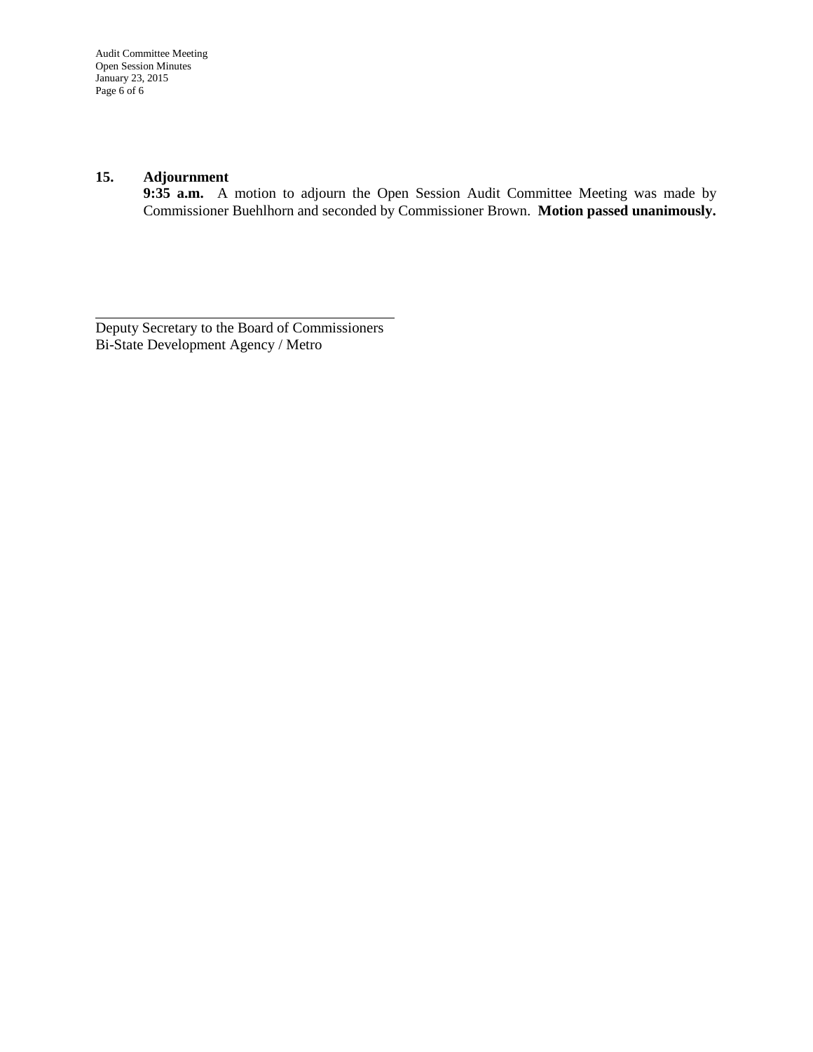**15. Adjournment**

**9:35 a.m.** A motion to adjourn the Open Session Audit Committee Meeting was made by Commissioner Buehlhorn and seconded by Commissioner Brown. **Motion passed unanimously.**

\_\_\_\_\_\_\_\_\_\_\_\_\_\_\_\_\_\_\_\_\_\_\_\_\_\_\_\_\_\_\_\_\_\_\_\_\_\_\_\_

Deputy Secretary to the Board of Commissioners
Bi-State Development Agency / Metro